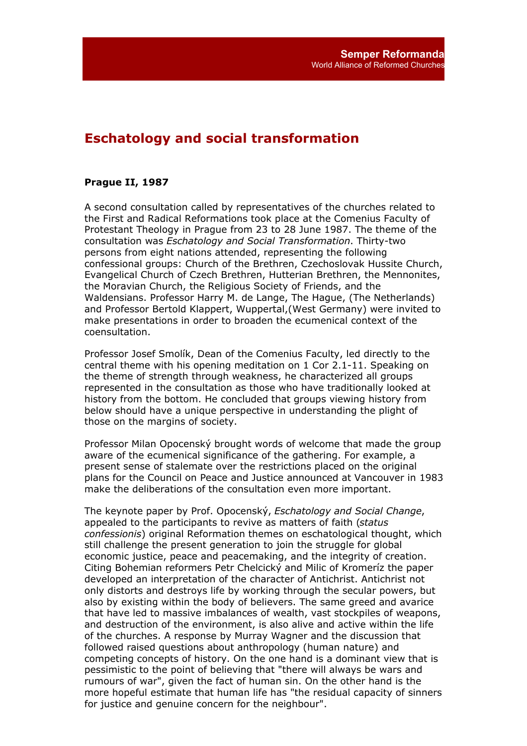# Eschatology and social transformation

**Prague II, 1987**

A second consultation called by representatives of the churches related to the First and Radical Reformations took place at the Comenius Faculty of Protestant Theology in Prague from 23 to 28 June 1987. The theme of the consultation was *Eschatology and Social Transformation*. Thirty-two persons from eight nations attended, representing the following confessional groups: Church of the Brethren, Czechoslovak Hussite Church, Evangelical Church of Czech Brethren, Hutterian Brethren, the Mennonites, the Moravian Church, the Religious Society of Friends, and the Waldensians. Professor Harry M. de Lange, The Hague, (The Netherlands) and Professor Bertold Klappert, Wuppertal,(West Germany) were invited to make presentations in order to broaden the ecumenical context of the coensultation.

Professor Josef Smolík, Dean of the Comenius Faculty, led directly to the central theme with his opening meditation on 1 Cor 2.1-11. Speaking on the theme of strength through weakness, he characterized all groups represented in the consultation as those who have traditionally looked at history from the bottom. He concluded that groups viewing history from below should have a unique perspective in understanding the plight of those on the margins of society.

Professor Milan Opocenský brought words of welcome that made the group aware of the ecumenical significance of the gathering. For example, a present sense of stalemate over the restrictions placed on the original plans for the Council on Peace and Justice announced at Vancouver in 1983 make the deliberations of the consultation even more important.

The keynote paper by Prof. Opocenský, *Eschatology and Social Change*, appealed to the participants to revive as matters of faith (*status confessionis*) original Reformation themes on eschatological thought, which still challenge the present generation to join the struggle for global economic justice, peace and peacemaking, and the integrity of creation. Citing Bohemian reformers Petr Chelcický and Milic of Kromeríz the paper developed an interpretation of the character of Antichrist. Antichrist not only distorts and destroys life by working through the secular powers, but also by existing within the body of believers. The same greed and avarice that have led to massive imbalances of wealth, vast stockpiles of weapons, and destruction of the environment, is also alive and active within the life of the churches. A response by Murray Wagner and the discussion that followed raised questions about anthropology (human nature) and competing concepts of history. On the one hand is a dominant view that is pessimistic to the point of believing that "there will always be wars and rumours of war", given the fact of human sin. On the other hand is the more hopeful estimate that human life has "the residual capacity of sinners for justice and genuine concern for the neighbour".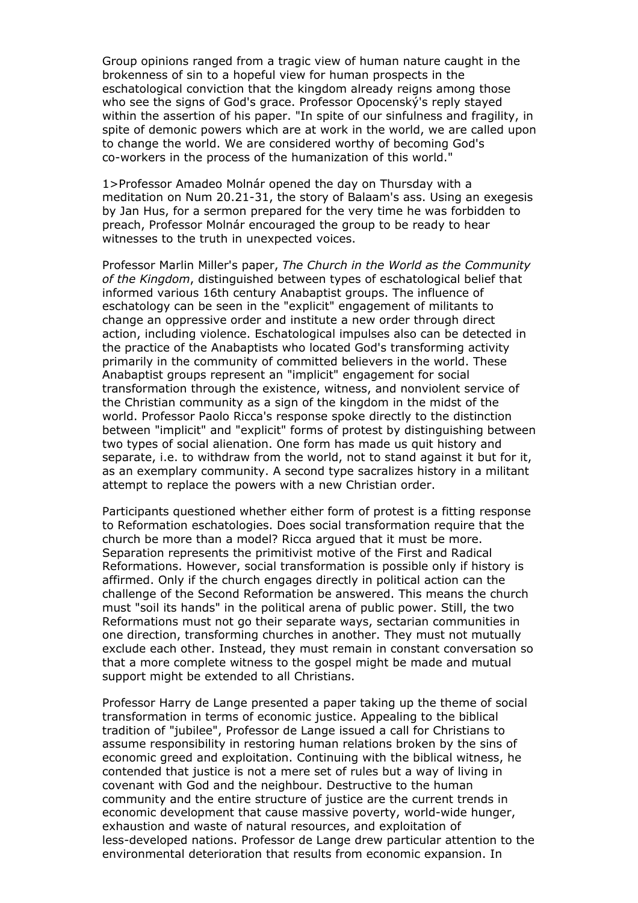Group opinions ranged from a tragic view of human nature caught in the brokenness of sin to a hopeful view for human prospects in the eschatological conviction that the kingdom already reigns among those who see the signs of God's grace. Professor Opocenský's reply stayed within the assertion of his paper. "In spite of our sinfulness and fragility, in spite of demonic powers which are at work in the world, we are called upon to change the world. We are considered worthy of becoming God's co-workers in the process of the humanization of this world."

1>Professor Amadeo Molnár opened the day on Thursday with a meditation on Num 20.21-31, the story of Balaam's ass. Using an exegesis by Jan Hus, for a sermon prepared for the very time he was forbidden to preach, Professor Molnár encouraged the group to be ready to hear witnesses to the truth in unexpected voices.

Professor Marlin Miller's paper, *The Church in the World as the Community of the Kingdom*, distinguished between types of eschatological belief that informed various 16th century Anabaptist groups. The influence of eschatology can be seen in the "explicit" engagement of militants to change an oppressive order and institute a new order through direct action, including violence. Eschatological impulses also can be detected in the practice of the Anabaptists who located God's transforming activity primarily in the community of committed believers in the world. These Anabaptist groups represent an "implicit" engagement for social transformation through the existence, witness, and nonviolent service of the Christian community as a sign of the kingdom in the midst of the world. Professor Paolo Ricca's response spoke directly to the distinction between "implicit" and "explicit" forms of protest by distinguishing between two types of social alienation. One form has made us quit history and separate, i.e. to withdraw from the world, not to stand against it but for it, as an exemplary community. A second type sacralizes history in a militant attempt to replace the powers with a new Christian order.

Participants questioned whether either form of protest is a fitting response to Reformation eschatologies. Does social transformation require that the church be more than a model? Ricca argued that it must be more. Separation represents the primitivist motive of the First and Radical Reformations. However, social transformation is possible only if history is affirmed. Only if the church engages directly in political action can the challenge of the Second Reformation be answered. This means the church must "soil its hands" in the political arena of public power. Still, the two Reformations must not go their separate ways, sectarian communities in one direction, transforming churches in another. They must not mutually exclude each other. Instead, they must remain in constant conversation so that a more complete witness to the gospel might be made and mutual support might be extended to all Christians.

Professor Harry de Lange presented a paper taking up the theme of social transformation in terms of economic justice. Appealing to the biblical tradition of "jubilee", Professor de Lange issued a call for Christians to assume responsibility in restoring human relations broken by the sins of economic greed and exploitation. Continuing with the biblical witness, he contended that justice is not a mere set of rules but a way of living in covenant with God and the neighbour. Destructive to the human community and the entire structure of justice are the current trends in economic development that cause massive poverty, world-wide hunger, exhaustion and waste of natural resources, and exploitation of less-developed nations. Professor de Lange drew particular attention to the environmental deterioration that results from economic expansion. In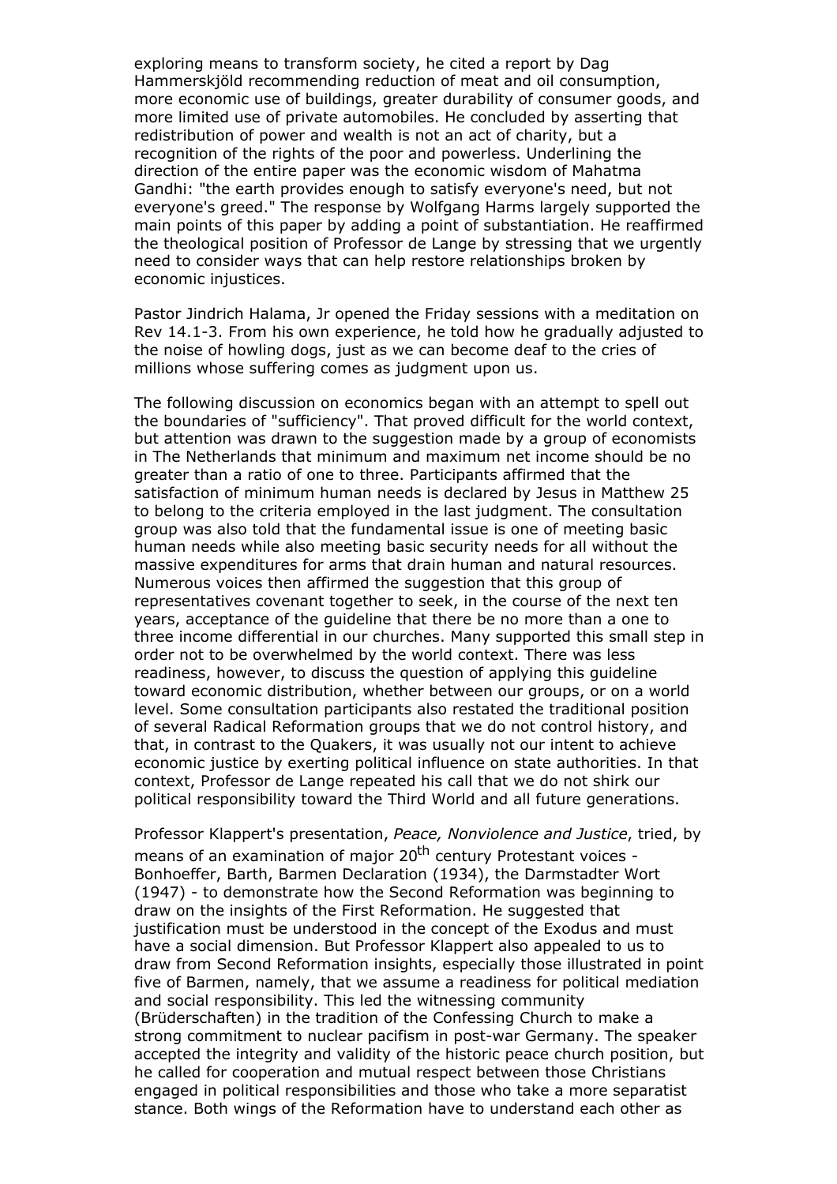exploring means to transform society, he cited a report by Dag Hammerskjöld recommending reduction of meat and oil consumption, more economic use of buildings, greater durability of consumer goods, and more limited use of private automobiles. He concluded by asserting that redistribution of power and wealth is not an act of charity, but a recognition of the rights of the poor and powerless. Underlining the direction of the entire paper was the economic wisdom of Mahatma Gandhi: "the earth provides enough to satisfy everyone's need, but not everyone's greed." The response by Wolfgang Harms largely supported the main points of this paper by adding a point of substantiation. He reaffirmed the theological position of Professor de Lange by stressing that we urgently need to consider ways that can help restore relationships broken by economic injustices.

Pastor Jindrich Halama, Jr opened the Friday sessions with a meditation on Rev 14.1-3. From his own experience, he told how he gradually adjusted to the noise of howling dogs, just as we can become deaf to the cries of millions whose suffering comes as judgment upon us.

The following discussion on economics began with an attempt to spell out the boundaries of "sufficiency". That proved difficult for the world context, but attention was drawn to the suggestion made by a group of economists in The Netherlands that minimum and maximum net income should be no greater than a ratio of one to three. Participants affirmed that the satisfaction of minimum human needs is declared by Jesus in Matthew 25 to belong to the criteria employed in the last judgment. The consultation group was also told that the fundamental issue is one of meeting basic human needs while also meeting basic security needs for all without the massive expenditures for arms that drain human and natural resources. Numerous voices then affirmed the suggestion that this group of representatives covenant together to seek, in the course of the next ten years, acceptance of the guideline that there be no more than a one to three income differential in our churches. Many supported this small step in order not to be overwhelmed by the world context. There was less readiness, however, to discuss the question of applying this guideline toward economic distribution, whether between our groups, or on a world level. Some consultation participants also restated the traditional position of several Radical Reformation groups that we do not control history, and that, in contrast to the Quakers, it was usually not our intent to achieve economic justice by exerting political influence on state authorities. In that context, Professor de Lange repeated his call that we do not shirk our political responsibility toward the Third World and all future generations.

Professor Klappert's presentation, *Peace, Nonviolence and Justice*, tried, by means of an examination of major 20th century Protestant voices - Bonhoeffer, Barth, Barmen Declaration (1934), the Darmstadter Wort (1947) - to demonstrate how the Second Reformation was beginning to draw on the insights of the First Reformation. He suggested that justification must be understood in the concept of the Exodus and must have a social dimension. But Professor Klappert also appealed to us to draw from Second Reformation insights, especially those illustrated in point five of Barmen, namely, that we assume a readiness for political mediation and social responsibility. This led the witnessing community (Brüderschaften) in the tradition of the Confessing Church to make a strong commitment to nuclear pacifism in post-war Germany. The speaker accepted the integrity and validity of the historic peace church position, but he called for cooperation and mutual respect between those Christians engaged in political responsibilities and those who take a more separatist stance. Both wings of the Reformation have to understand each other as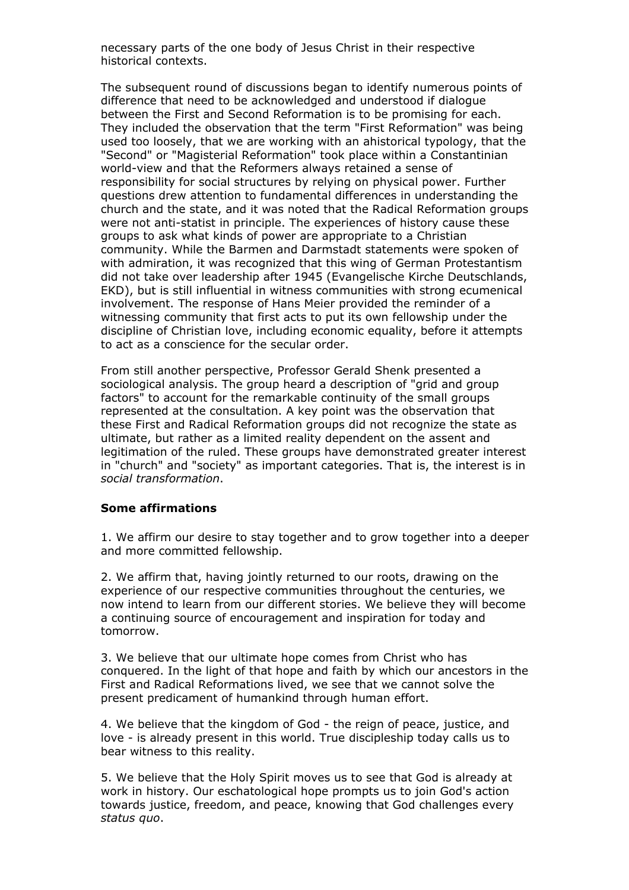necessary parts of the one body of Jesus Christ in their respective historical contexts.

The subsequent round of discussions began to identify numerous points of difference that need to be acknowledged and understood if dialogue between the First and Second Reformation is to be promising for each. They included the observation that the term "First Reformation" was being used too loosely, that we are working with an ahistorical typology, that the "Second" or "Magisterial Reformation" took place within a Constantinian world-view and that the Reformers always retained a sense of responsibility for social structures by relying on physical power. Further questions drew attention to fundamental differences in understanding the church and the state, and it was noted that the Radical Reformation groups were not anti-statist in principle. The experiences of history cause these groups to ask what kinds of power are appropriate to a Christian community. While the Barmen and Darmstadt statements were spoken of with admiration, it was recognized that this wing of German Protestantism did not take over leadership after 1945 (Evangelische Kirche Deutschlands, EKD), but is still influential in witness communities with strong ecumenical involvement. The response of Hans Meier provided the reminder of a witnessing community that first acts to put its own fellowship under the discipline of Christian love, including economic equality, before it attempts to act as a conscience for the secular order.

From still another perspective, Professor Gerald Shenk presented a sociological analysis. The group heard a description of "grid and group factors" to account for the remarkable continuity of the small groups represented at the consultation. A key point was the observation that these First and Radical Reformation groups did not recognize the state as ultimate, but rather as a limited reality dependent on the assent and legitimation of the ruled. These groups have demonstrated greater interest in "church" and "society" as important categories. That is, the interest is in *social transformation*.

### Some affirmations

1. We affirm our desire to stay together and to grow together into a deeper and more committed fellowship.

2. We affirm that, having jointly returned to our roots, drawing on the experience of our respective communities throughout the centuries, we now intend to learn from our different stories. We believe they will become a continuing source of encouragement and inspiration for today and tomorrow.

3. We believe that our ultimate hope comes from Christ who has conquered. In the light of that hope and faith by which our ancestors in the First and Radical Reformations lived, we see that we cannot solve the present predicament of humankind through human effort.

4. We believe that the kingdom of God - the reign of peace, justice, and love - is already present in this world. True discipleship today calls us to bear witness to this reality.

5. We believe that the Holy Spirit moves us to see that God is already at work in history. Our eschatological hope prompts us to join God's action towards justice, freedom, and peace, knowing that God challenges every *status quo*.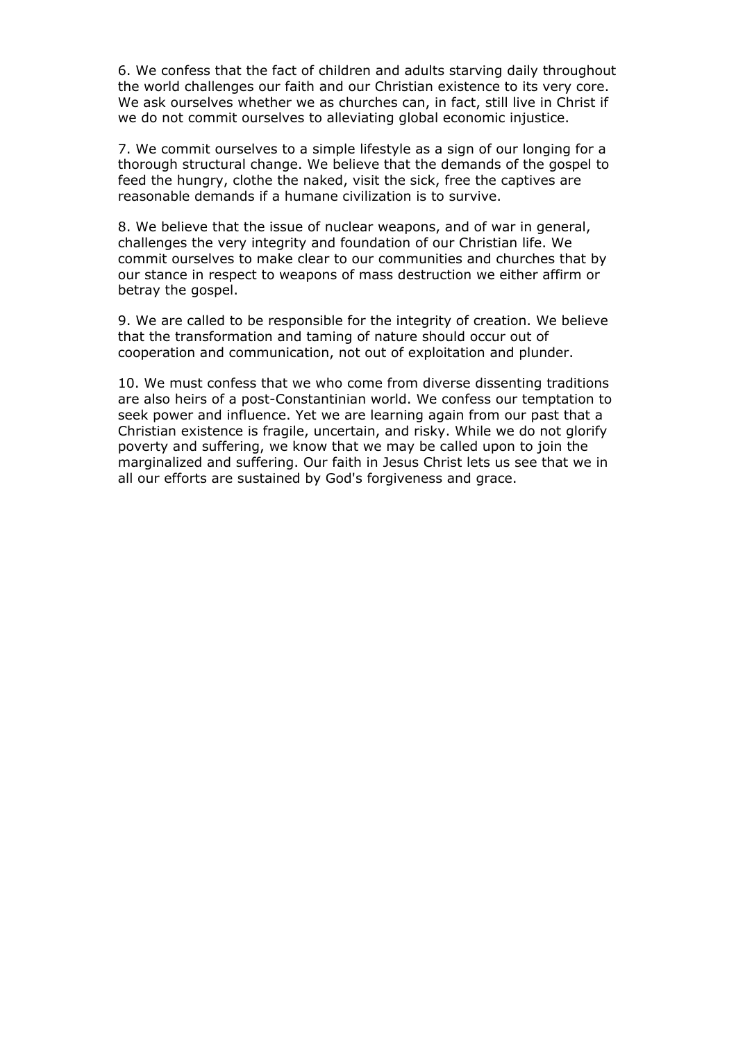6. We confess that the fact of children and adults starving daily throughout the world challenges our faith and our Christian existence to its very core. We ask ourselves whether we as churches can, in fact, still live in Christ if we do not commit ourselves to alleviating global economic injustice.

7. We commit ourselves to a simple lifestyle as a sign of our longing for a thorough structural change. We believe that the demands of the gospel to feed the hungry, clothe the naked, visit the sick, free the captives are reasonable demands if a humane civilization is to survive.

8. We believe that the issue of nuclear weapons, and of war in general, challenges the very integrity and foundation of our Christian life. We commit ourselves to make clear to our communities and churches that by our stance in respect to weapons of mass destruction we either affirm or betray the gospel.

9. We are called to be responsible for the integrity of creation. We believe that the transformation and taming of nature should occur out of cooperation and communication, not out of exploitation and plunder.

10. We must confess that we who come from diverse dissenting traditions are also heirs of a post-Constantinian world. We confess our temptation to seek power and influence. Yet we are learning again from our past that a Christian existence is fragile, uncertain, and risky. While we do not glorify poverty and suffering, we know that we may be called upon to join the marginalized and suffering. Our faith in Jesus Christ lets us see that we in all our efforts are sustained by God's forgiveness and grace.